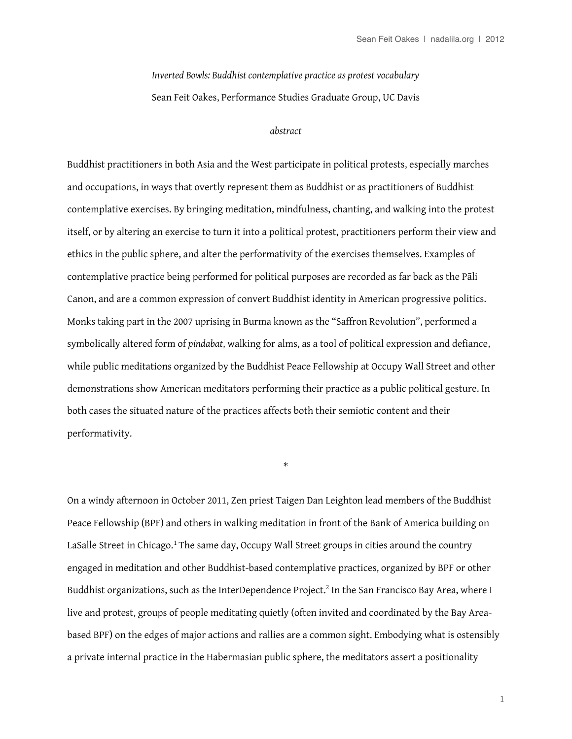*Inverted Bowls: Buddhist contemplative practice as protest vocabulary*

Sean Feit Oakes, Performance Studies Graduate Group, UC Davis

*abstract*

Buddhist practitioners in both Asia and the West participate in political protests, especially marches and occupations, in ways that overtly represent them as Buddhist or as practitioners of Buddhist contemplative exercises. By bringing meditation, mindfulness, chanting, and walking into the protest itself, or by altering an exercise to turn it into a political protest, practitioners perform their view and ethics in the public sphere, and alter the performativity of the exercises themselves. Examples of contemplative practice being performed for political purposes are recorded as far back as the Pāli Canon, and are a common expression of convert Buddhist identity in American progressive politics. Monks taking part in the 2007 uprising in Burma known as the "Saffron Revolution", performed a symbolically altered form of *pindabat*, walking for alms, as a tool of political expression and defiance, while public meditations organized by the Buddhist Peace Fellowship at Occupy Wall Street and other demonstrations show American meditators performing their practice as a public political gesture. In both cases the situated nature of the practices affects both their semiotic content and their performativity.

*

On a windy afternoon in October 2011, Zen priest Taigen Dan Leighton lead members of the Buddhist Peace Fellowship (BPF) and others in walking meditation in front of the Bank of America building on LaSalle Street in Chicago.[1] The same day, Occupy Wall Street groups in cities around the country engaged in meditation and other Buddhist-based contemplative practices, organized by BPF or other Buddhist organizations, such as the InterDependence Project.[2] In the San Francisco Bay Area, where I live and protest, groups of people meditating quietly (often invited and coordinated by the Bay Area-based BPF) on the edges of major actions and rallies are a common sight. Embodying what is ostensibly a private internal practice in the Habermasian public sphere, the meditators assert a positionality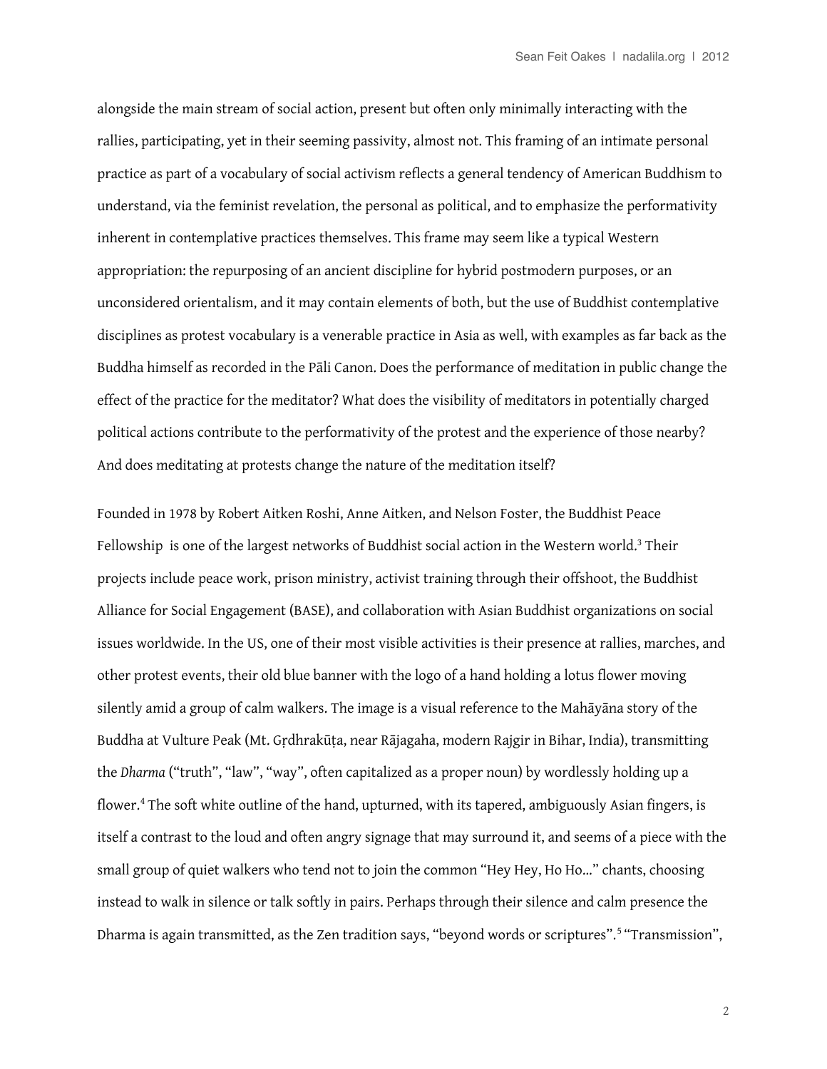alongside the main stream of social action, present but often only minimally interacting with the rallies, participating, yet in their seeming passivity, almost not. This framing of an intimate personal practice as part of a vocabulary of social activism reflects a general tendency of American Buddhism to understand, via the feminist revelation, the personal as political, and to emphasize the performativity inherent in contemplative practices themselves. This frame may seem like a typical Western appropriation: the repurposing of an ancient discipline for hybrid postmodern purposes, or an unconsidered orientalism, and it may contain elements of both, but the use of Buddhist contemplative disciplines as protest vocabulary is a venerable practice in Asia as well, with examples as far back as the Buddha himself as recorded in the Pāli Canon. Does the performance of meditation in public change the effect of the practice for the meditator? What does the visibility of meditators in potentially charged political actions contribute to the performativity of the protest and the experience of those nearby? And does meditating at protests change the nature of the meditation itself?

Founded in 1978 by Robert Aitken Roshi, Anne Aitken, and Nelson Foster, the Buddhist Peace Fellowship is one of the largest networks of Buddhist social action in the Western world.[3] Their projects include peace work, prison ministry, activist training through their offshoot, the Buddhist Alliance for Social Engagement (BASE), and collaboration with Asian Buddhist organizations on social issues worldwide. In the US, one of their most visible activities is their presence at rallies, marches, and other protest events, their old blue banner with the logo of a hand holding a lotus flower moving silently amid a group of calm walkers. The image is a visual reference to the Mahāyāna story of the Buddha at Vulture Peak (Mt. Gṛdhrakūṭa, near Rājagaha, modern Rajgir in Bihar, India), transmitting the *Dharma* ("truth", "law", "way", often capitalized as a proper noun) by wordlessly holding up a flower.[4] The soft white outline of the hand, upturned, with its tapered, ambiguously Asian fingers, is itself a contrast to the loud and often angry signage that may surround it, and seems of a piece with the small group of quiet walkers who tend not to join the common "Hey Hey, Ho Ho..." chants, choosing instead to walk in silence or talk softly in pairs. Perhaps through their silence and calm presence the Dharma is again transmitted, as the Zen tradition says, "beyond words or scriptures".[5] "Transmission",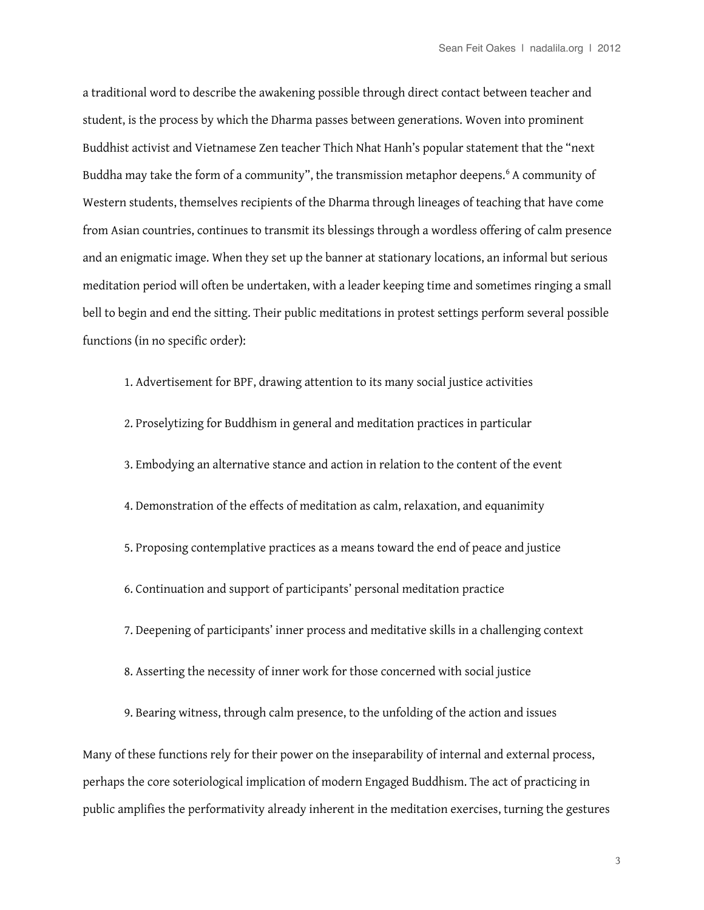a traditional word to describe the awakening possible through direct contact between teacher and student, is the process by which the Dharma passes between generations. Woven into prominent Buddhist activist and Vietnamese Zen teacher Thich Nhat Hanh's popular statement that the "next Buddha may take the form of a community", the transmission metaphor deepens.[6] A community of Western students, themselves recipients of the Dharma through lineages of teaching that have come from Asian countries, continues to transmit its blessings through a wordless offering of calm presence and an enigmatic image. When they set up the banner at stationary locations, an informal but serious meditation period will often be undertaken, with a leader keeping time and sometimes ringing a small bell to begin and end the sitting. Their public meditations in protest settings perform several possible functions (in no specific order):

1. Advertisement for BPF, drawing attention to its many social justice activities
2. Proselytizing for Buddhism in general and meditation practices in particular
3. Embodying an alternative stance and action in relation to the content of the event
4. Demonstration of the effects of meditation as calm, relaxation, and equanimity
5. Proposing contemplative practices as a means toward the end of peace and justice
6. Continuation and support of participants' personal meditation practice
7. Deepening of participants' inner process and meditative skills in a challenging context
8. Asserting the necessity of inner work for those concerned with social justice
9. Bearing witness, through calm presence, to the unfolding of the action and issues

Many of these functions rely for their power on the inseparability of internal and external process, perhaps the core soteriological implication of modern Engaged Buddhism. The act of practicing in public amplifies the performativity already inherent in the meditation exercises, turning the gestures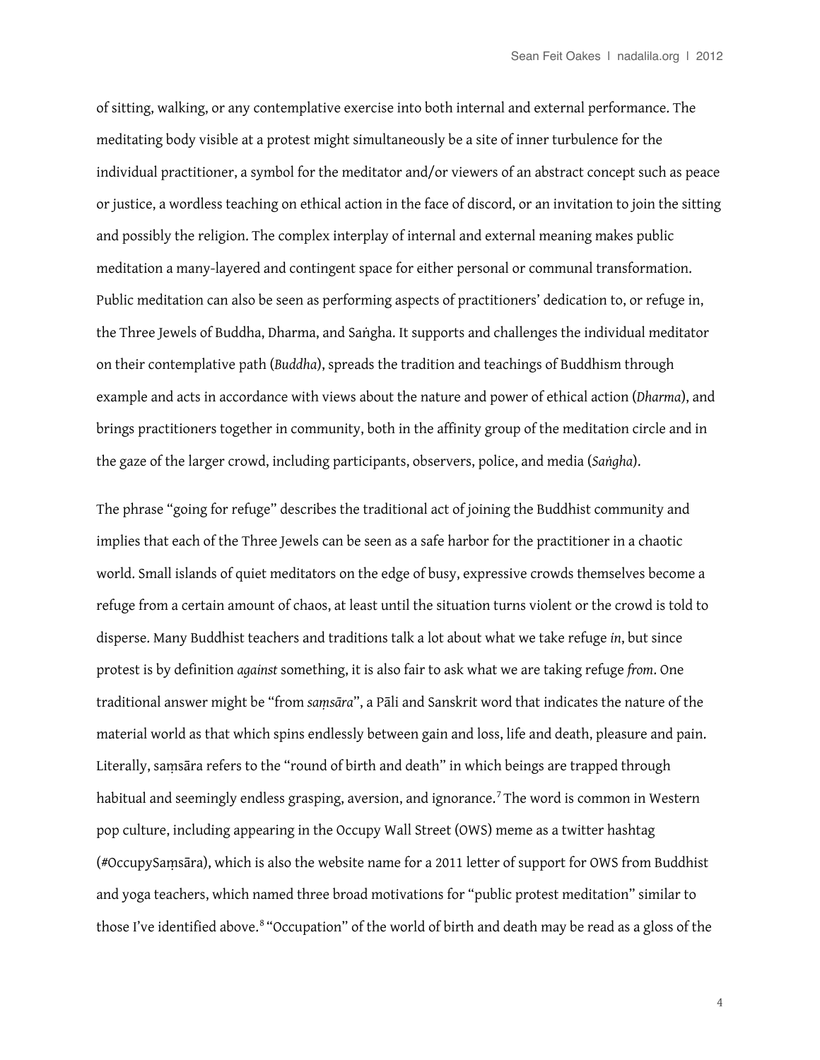of sitting, walking, or any contemplative exercise into both internal and external performance. The meditating body visible at a protest might simultaneously be a site of inner turbulence for the individual practitioner, a symbol for the meditator and/or viewers of an abstract concept such as peace or justice, a wordless teaching on ethical action in the face of discord, or an invitation to join the sitting and possibly the religion. The complex interplay of internal and external meaning makes public meditation a many-layered and contingent space for either personal or communal transformation. Public meditation can also be seen as performing aspects of practitioners' dedication to, or refuge in, the Three Jewels of Buddha, Dharma, and Saṅgha. It supports and challenges the individual meditator on their contemplative path (*Buddha*), spreads the tradition and teachings of Buddhism through example and acts in accordance with views about the nature and power of ethical action (*Dharma*), and brings practitioners together in community, both in the affinity group of the meditation circle and in the gaze of the larger crowd, including participants, observers, police, and media (*Saṅgha*).

The phrase "going for refuge" describes the traditional act of joining the Buddhist community and implies that each of the Three Jewels can be seen as a safe harbor for the practitioner in a chaotic world. Small islands of quiet meditators on the edge of busy, expressive crowds themselves become a refuge from a certain amount of chaos, at least until the situation turns violent or the crowd is told to disperse. Many Buddhist teachers and traditions talk a lot about what we take refuge *in*, but since protest is by definition *against* something, it is also fair to ask what we are taking refuge *from*. One traditional answer might be "from *saṃsāra*", a Pāli and Sanskrit word that indicates the nature of the material world as that which spins endlessly between gain and loss, life and death, pleasure and pain. Literally, saṃsāra refers to the "round of birth and death" in which beings are trapped through habitual and seemingly endless grasping, aversion, and ignorance.[7] The word is common in Western pop culture, including appearing in the Occupy Wall Street (OWS) meme as a twitter hashtag (#OccupySaṃsāra), which is also the website name for a 2011 letter of support for OWS from Buddhist and yoga teachers, which named three broad motivations for "public protest meditation" similar to those I've identified above.[8] "Occupation" of the world of birth and death may be read as a gloss of the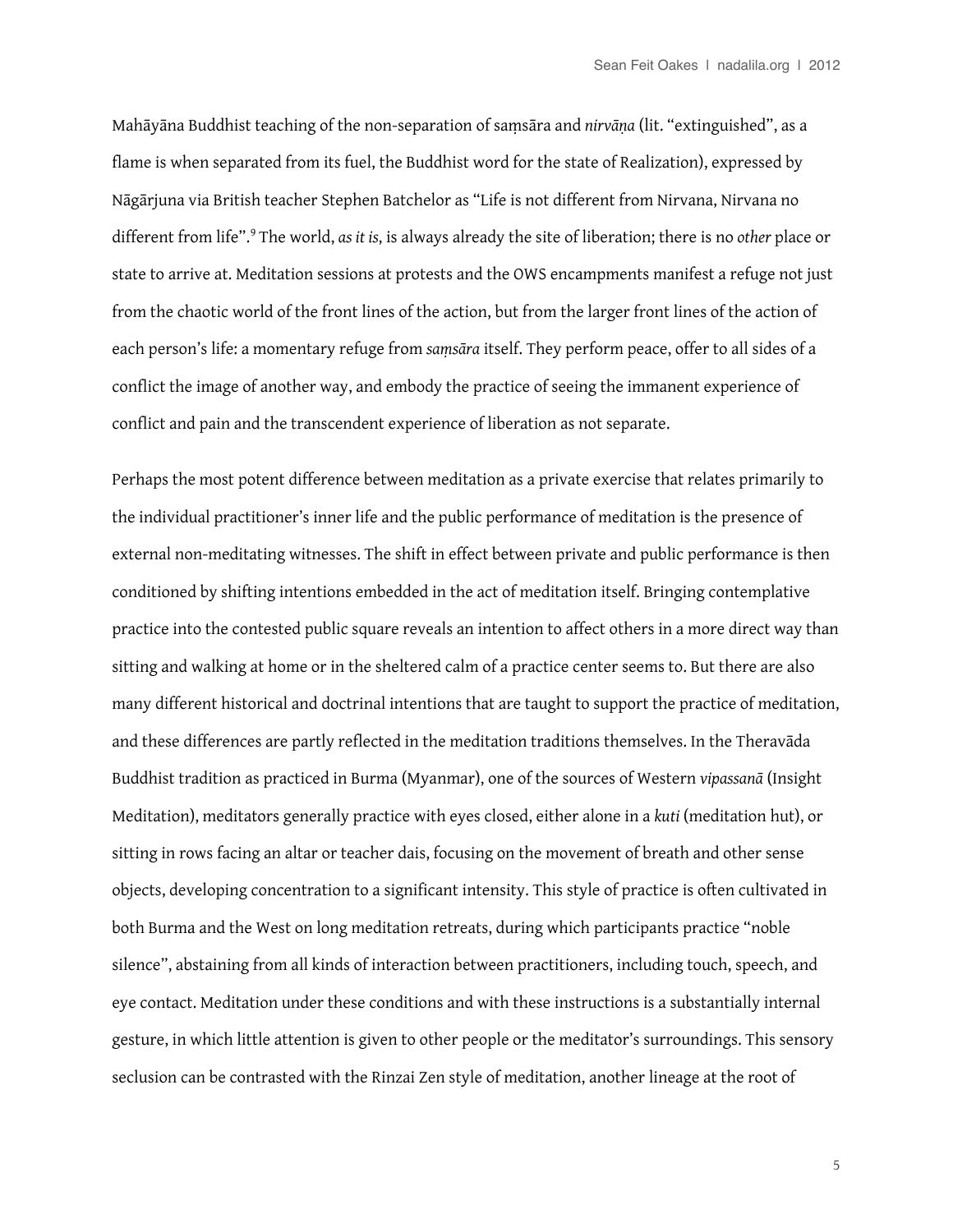Mahāyāna Buddhist teaching of the non-separation of saṃsāra and *nirvāṇa* (lit. "extinguished", as a flame is when separated from its fuel, the Buddhist word for the state of Realization), expressed by Nāgārjuna via British teacher Stephen Batchelor as "Life is not different from Nirvana, Nirvana no different from life".[9] The world, *as it is*, is always already the site of liberation; there is no *other* place or state to arrive at. Meditation sessions at protests and the OWS encampments manifest a refuge not just from the chaotic world of the front lines of the action, but from the larger front lines of the action of each person's life: a momentary refuge from *saṃsāra* itself. They perform peace, offer to all sides of a conflict the image of another way, and embody the practice of seeing the immanent experience of conflict and pain and the transcendent experience of liberation as not separate.

Perhaps the most potent difference between meditation as a private exercise that relates primarily to the individual practitioner's inner life and the public performance of meditation is the presence of external non-meditating witnesses. The shift in effect between private and public performance is then conditioned by shifting intentions embedded in the act of meditation itself. Bringing contemplative practice into the contested public square reveals an intention to affect others in a more direct way than sitting and walking at home or in the sheltered calm of a practice center seems to. But there are also many different historical and doctrinal intentions that are taught to support the practice of meditation, and these differences are partly reflected in the meditation traditions themselves. In the Theravāda Buddhist tradition as practiced in Burma (Myanmar), one of the sources of Western *vipassanā* (Insight Meditation), meditators generally practice with eyes closed, either alone in a *kuti* (meditation hut), or sitting in rows facing an altar or teacher dais, focusing on the movement of breath and other sense objects, developing concentration to a significant intensity. This style of practice is often cultivated in both Burma and the West on long meditation retreats, during which participants practice "noble silence", abstaining from all kinds of interaction between practitioners, including touch, speech, and eye contact. Meditation under these conditions and with these instructions is a substantially internal gesture, in which little attention is given to other people or the meditator's surroundings. This sensory seclusion can be contrasted with the Rinzai Zen style of meditation, another lineage at the root of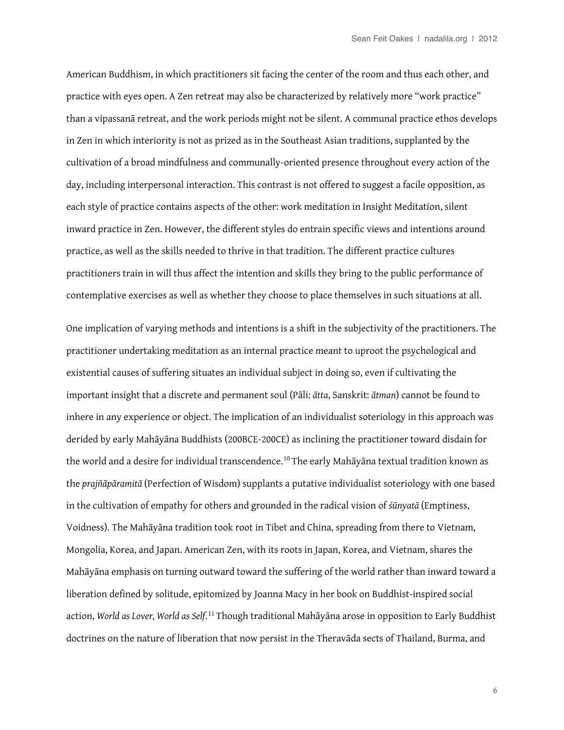American Buddhism, in which practitioners sit facing the center of the room and thus each other, and practice with eyes open. A Zen retreat may also be characterized by relatively more "work practice" than a vipassanā retreat, and the work periods might not be silent. A communal practice ethos develops in Zen in which interiority is not as prized as in the Southeast Asian traditions, supplanted by the cultivation of a broad mindfulness and communally-oriented presence throughout every action of the day, including interpersonal interaction. This contrast is not offered to suggest a facile opposition, as each style of practice contains aspects of the other: work meditation in Insight Meditation, silent inward practice in Zen. However, the different styles do entrain specific views and intentions around practice, as well as the skills needed to thrive in that tradition. The different practice cultures practitioners train in will thus affect the intention and skills they bring to the public performance of contemplative exercises as well as whether they choose to place themselves in such situations at all.

One implication of varying methods and intentions is a shift in the subjectivity of the practitioners. The practitioner undertaking meditation as an internal practice meant to uproot the psychological and existential causes of suffering situates an individual subject in doing so, even if cultivating the important insight that a discrete and permanent soul (Pāli: *ātta*, Sanskrit: *ātman*) cannot be found to inhere in any experience or object. The implication of an individualist soteriology in this approach was derided by early Mahāyāna Buddhists (200BCE-200CE) as inclining the practitioner toward disdain for the world and a desire for individual transcendence.[10] The early Mahāyāna textual tradition known as the *prajñāpāramitā* (Perfection of Wisdom) supplants a putative individualist soteriology with one based in the cultivation of empathy for others and grounded in the radical vision of *śūnyatā* (Emptiness, Voidness). The Mahāyāna tradition took root in Tibet and China, spreading from there to Vietnam, Mongolia, Korea, and Japan. American Zen, with its roots in Japan, Korea, and Vietnam, shares the Mahāyāna emphasis on turning outward toward the suffering of the world rather than inward toward a liberation defined by solitude, epitomized by Joanna Macy in her book on Buddhist-inspired social action, *World as Lover, World as Self*.[11] Though traditional Mahāyāna arose in opposition to Early Buddhist doctrines on the nature of liberation that now persist in the Theravāda sects of Thailand, Burma, and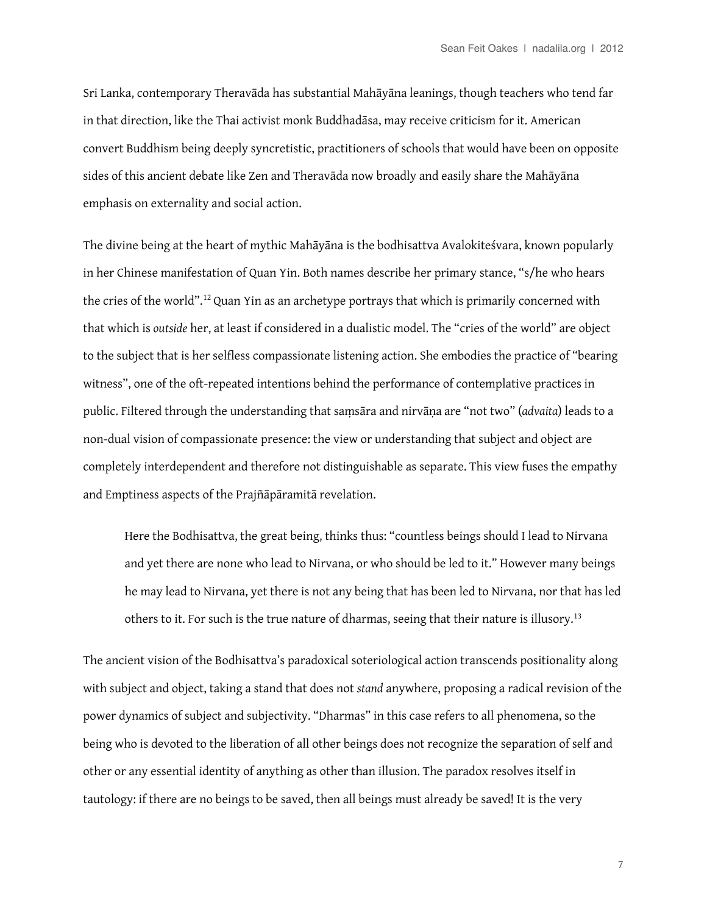Sri Lanka, contemporary Theravāda has substantial Mahāyāna leanings, though teachers who tend far in that direction, like the Thai activist monk Buddhadāsa, may receive criticism for it. American convert Buddhism being deeply syncretistic, practitioners of schools that would have been on opposite sides of this ancient debate like Zen and Theravāda now broadly and easily share the Mahāyāna emphasis on externality and social action.

The divine being at the heart of mythic Mahāyāna is the bodhisattva Avalokiteśvara, known popularly in her Chinese manifestation of Quan Yin. Both names describe her primary stance, "s/he who hears the cries of the world".[12] Quan Yin as an archetype portrays that which is primarily concerned with that which is *outside* her, at least if considered in a dualistic model. The "cries of the world" are object to the subject that is her selfless compassionate listening action. She embodies the practice of "bearing witness", one of the oft-repeated intentions behind the performance of contemplative practices in public. Filtered through the understanding that saṃsāra and nirvāṇa are "not two" (*advaita*) leads to a non-dual vision of compassionate presence: the view or understanding that subject and object are completely interdependent and therefore not distinguishable as separate. This view fuses the empathy and Emptiness aspects of the Prajñāpāramitā revelation.

> Here the Bodhisattva, the great being, thinks thus: "countless beings should I lead to Nirvana and yet there are none who lead to Nirvana, or who should be led to it." However many beings he may lead to Nirvana, yet there is not any being that has been led to Nirvana, nor that has led others to it. For such is the true nature of dharmas, seeing that their nature is illusory.[13]

The ancient vision of the Bodhisattva's paradoxical soteriological action transcends positionality along with subject and object, taking a stand that does not *stand* anywhere, proposing a radical revision of the power dynamics of subject and subjectivity. "Dharmas" in this case refers to all phenomena, so the being who is devoted to the liberation of all other beings does not recognize the separation of self and other or any essential identity of anything as other than illusion. The paradox resolves itself in tautology: if there are no beings to be saved, then all beings must already be saved! It is the very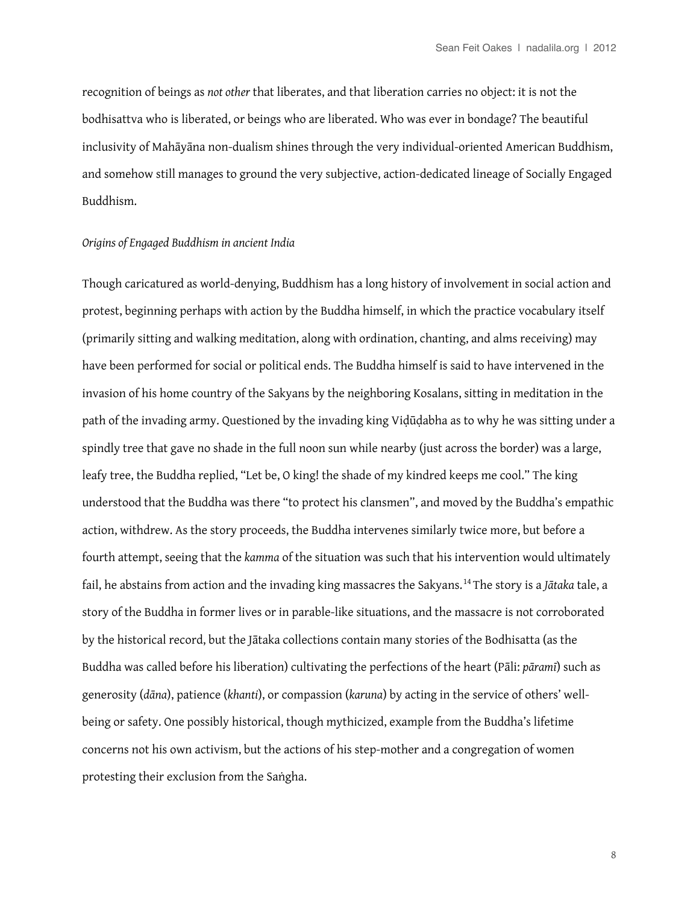recognition of beings as *not other* that liberates, and that liberation carries no object: it is not the bodhisattva who is liberated, or beings who are liberated. Who was ever in bondage? The beautiful inclusivity of Mahāyāna non-dualism shines through the very individual-oriented American Buddhism, and somehow still manages to ground the very subjective, action-dedicated lineage of Socially Engaged Buddhism.

*Origins of Engaged Buddhism in ancient India*

Though caricatured as world-denying, Buddhism has a long history of involvement in social action and protest, beginning perhaps with action by the Buddha himself, in which the practice vocabulary itself (primarily sitting and walking meditation, along with ordination, chanting, and alms receiving) may have been performed for social or political ends. The Buddha himself is said to have intervened in the invasion of his home country of the Sakyans by the neighboring Kosalans, sitting in meditation in the path of the invading army. Questioned by the invading king Viḍūḍabha as to why he was sitting under a spindly tree that gave no shade in the full noon sun while nearby (just across the border) was a large, leafy tree, the Buddha replied, "Let be, O king! the shade of my kindred keeps me cool." The king understood that the Buddha was there "to protect his clansmen", and moved by the Buddha's empathic action, withdrew. As the story proceeds, the Buddha intervenes similarly twice more, but before a fourth attempt, seeing that the *kamma* of the situation was such that his intervention would ultimately fail, he abstains from action and the invading king massacres the Sakyans.[14] The story is a *Jātaka* tale, a story of the Buddha in former lives or in parable-like situations, and the massacre is not corroborated by the historical record, but the Jātaka collections contain many stories of the Bodhisatta (as the Buddha was called before his liberation) cultivating the perfections of the heart (Pāli: *pāramī*) such as generosity (*dāna*), patience (*khanti*), or compassion (*karuna*) by acting in the service of others' well-being or safety. One possibly historical, though mythicized, example from the Buddha's lifetime concerns not his own activism, but the actions of his step-mother and a congregation of women protesting their exclusion from the Saṅgha.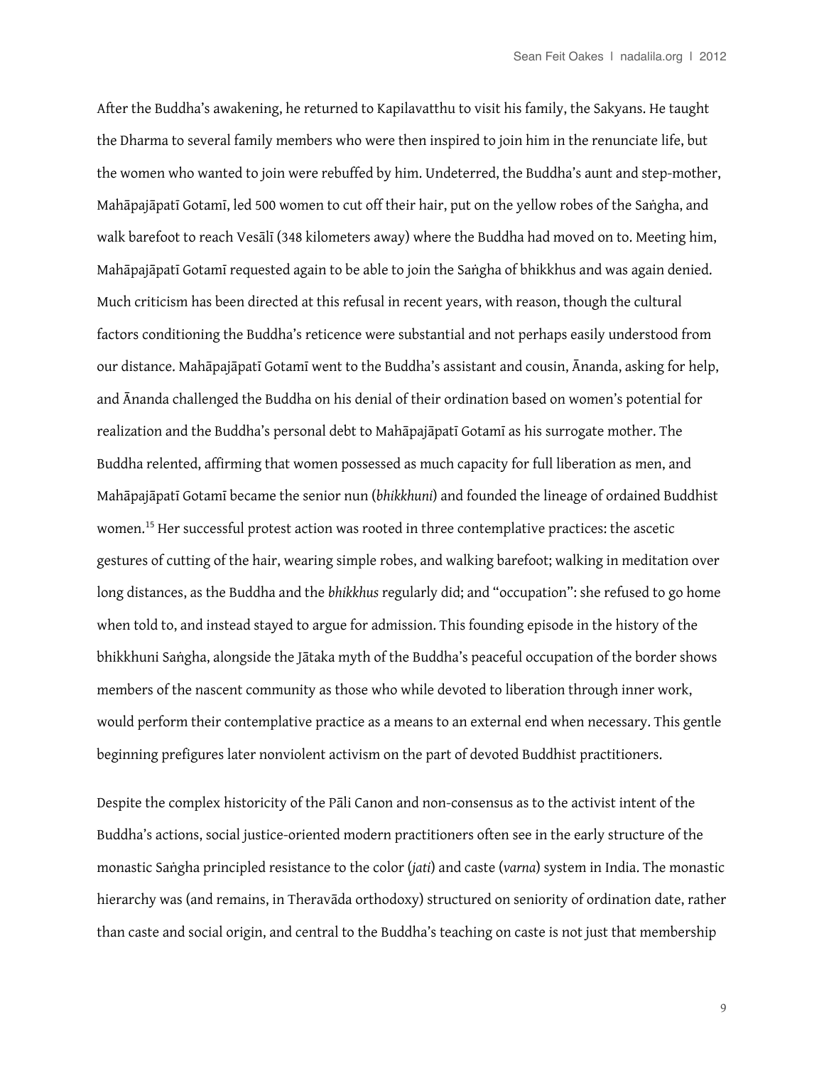After the Buddha's awakening, he returned to Kapilavatthu to visit his family, the Sakyans. He taught the Dharma to several family members who were then inspired to join him in the renunciate life, but the women who wanted to join were rebuffed by him. Undeterred, the Buddha's aunt and step-mother, Mahāpajāpatī Gotamī, led 500 women to cut off their hair, put on the yellow robes of the Saṅgha, and walk barefoot to reach Vesālī (348 kilometers away) where the Buddha had moved on to. Meeting him, Mahāpajāpatī Gotamī requested again to be able to join the Saṅgha of bhikkhus and was again denied. Much criticism has been directed at this refusal in recent years, with reason, though the cultural factors conditioning the Buddha's reticence were substantial and not perhaps easily understood from our distance. Mahāpajāpatī Gotamī went to the Buddha's assistant and cousin, Ānanda, asking for help, and Ānanda challenged the Buddha on his denial of their ordination based on women's potential for realization and the Buddha's personal debt to Mahāpajāpatī Gotamī as his surrogate mother. The Buddha relented, affirming that women possessed as much capacity for full liberation as men, and Mahāpajāpatī Gotamī became the senior nun (*bhikkhuni*) and founded the lineage of ordained Buddhist women.[15] Her successful protest action was rooted in three contemplative practices: the ascetic gestures of cutting of the hair, wearing simple robes, and walking barefoot; walking in meditation over long distances, as the Buddha and the *bhikkhus* regularly did; and "occupation": she refused to go home when told to, and instead stayed to argue for admission. This founding episode in the history of the bhikkhuni Saṅgha, alongside the Jātaka myth of the Buddha's peaceful occupation of the border shows members of the nascent community as those who while devoted to liberation through inner work, would perform their contemplative practice as a means to an external end when necessary. This gentle beginning prefigures later nonviolent activism on the part of devoted Buddhist practitioners.

Despite the complex historicity of the Pāli Canon and non-consensus as to the activist intent of the Buddha's actions, social justice-oriented modern practitioners often see in the early structure of the monastic Saṅgha principled resistance to the color (*jati*) and caste (*varna*) system in India. The monastic hierarchy was (and remains, in Theravāda orthodoxy) structured on seniority of ordination date, rather than caste and social origin, and central to the Buddha's teaching on caste is not just that membership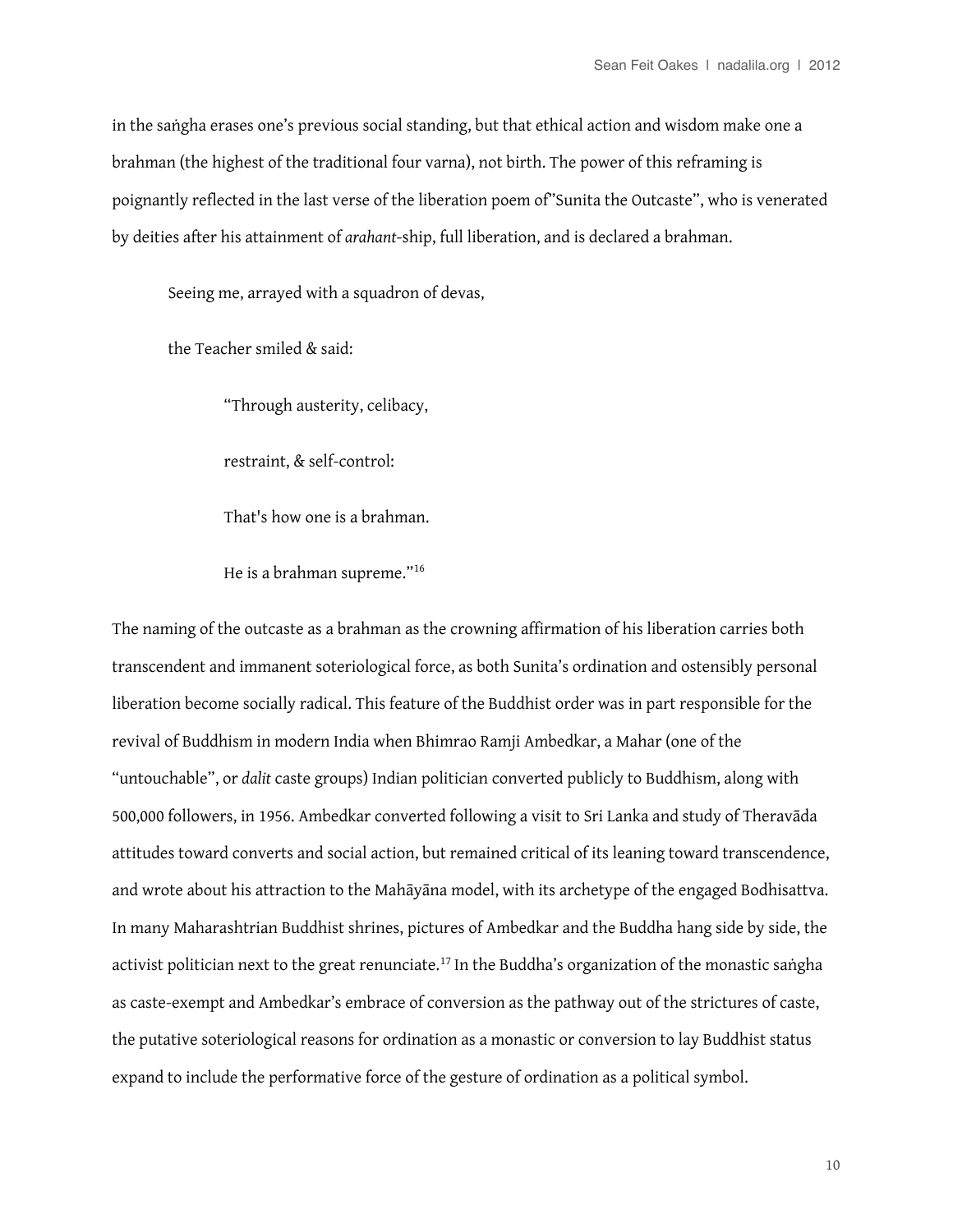in the saṅgha erases one's previous social standing, but that ethical action and wisdom make one a brahman (the highest of the traditional four varna), not birth. The power of this reframing is poignantly reflected in the last verse of the liberation poem of"Sunita the Outcaste", who is venerated by deities after his attainment of *arahant*-ship, full liberation, and is declared a brahman.

> Seeing me, arrayed with a squadron of devas,
>
> the Teacher smiled & said:
>
> > "Through austerity, celibacy,
> >
> > restraint, & self-control:
> >
> > That's how one is a brahman.
> >
> > He is a brahman supreme."[16]

The naming of the outcaste as a brahman as the crowning affirmation of his liberation carries both transcendent and immanent soteriological force, as both Sunita's ordination and ostensibly personal liberation become socially radical. This feature of the Buddhist order was in part responsible for the revival of Buddhism in modern India when Bhimrao Ramji Ambedkar, a Mahar (one of the "untouchable", or *dalit* caste groups) Indian politician converted publicly to Buddhism, along with 500,000 followers, in 1956. Ambedkar converted following a visit to Sri Lanka and study of Theravāda attitudes toward converts and social action, but remained critical of its leaning toward transcendence, and wrote about his attraction to the Mahāyāna model, with its archetype of the engaged Bodhisattva. In many Maharashtrian Buddhist shrines, pictures of Ambedkar and the Buddha hang side by side, the activist politician next to the great renunciate.[17] In the Buddha's organization of the monastic saṅgha as caste-exempt and Ambedkar's embrace of conversion as the pathway out of the strictures of caste, the putative soteriological reasons for ordination as a monastic or conversion to lay Buddhist status expand to include the performative force of the gesture of ordination as a political symbol.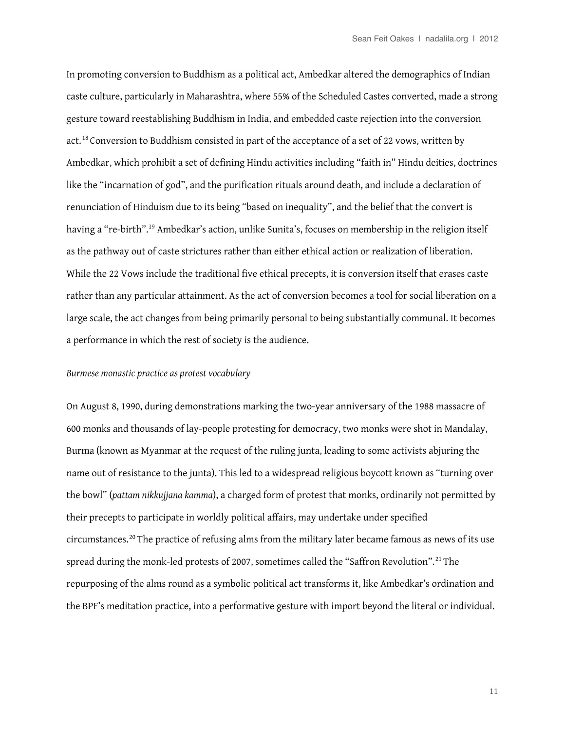In promoting conversion to Buddhism as a political act, Ambedkar altered the demographics of Indian caste culture, particularly in Maharashtra, where 55% of the Scheduled Castes converted, made a strong gesture toward reestablishing Buddhism in India, and embedded caste rejection into the conversion act.[18] Conversion to Buddhism consisted in part of the acceptance of a set of 22 vows, written by Ambedkar, which prohibit a set of defining Hindu activities including "faith in" Hindu deities, doctrines like the "incarnation of god", and the purification rituals around death, and include a declaration of renunciation of Hinduism due to its being "based on inequality", and the belief that the convert is having a "re-birth".[19] Ambedkar's action, unlike Sunita's, focuses on membership in the religion itself as the pathway out of caste strictures rather than either ethical action or realization of liberation. While the 22 Vows include the traditional five ethical precepts, it is conversion itself that erases caste rather than any particular attainment. As the act of conversion becomes a tool for social liberation on a large scale, the act changes from being primarily personal to being substantially communal. It becomes a performance in which the rest of society is the audience.

*Burmese monastic practice as protest vocabulary*

On August 8, 1990, during demonstrations marking the two-year anniversary of the 1988 massacre of 600 monks and thousands of lay-people protesting for democracy, two monks were shot in Mandalay, Burma (known as Myanmar at the request of the ruling junta, leading to some activists abjuring the name out of resistance to the junta). This led to a widespread religious boycott known as "turning over the bowl" (*pattam nikkujjana kamma*), a charged form of protest that monks, ordinarily not permitted by their precepts to participate in worldly political affairs, may undertake under specified circumstances.[20] The practice of refusing alms from the military later became famous as news of its use spread during the monk-led protests of 2007, sometimes called the "Saffron Revolution".[21] The repurposing of the alms round as a symbolic political act transforms it, like Ambedkar's ordination and the BPF's meditation practice, into a performative gesture with import beyond the literal or individual.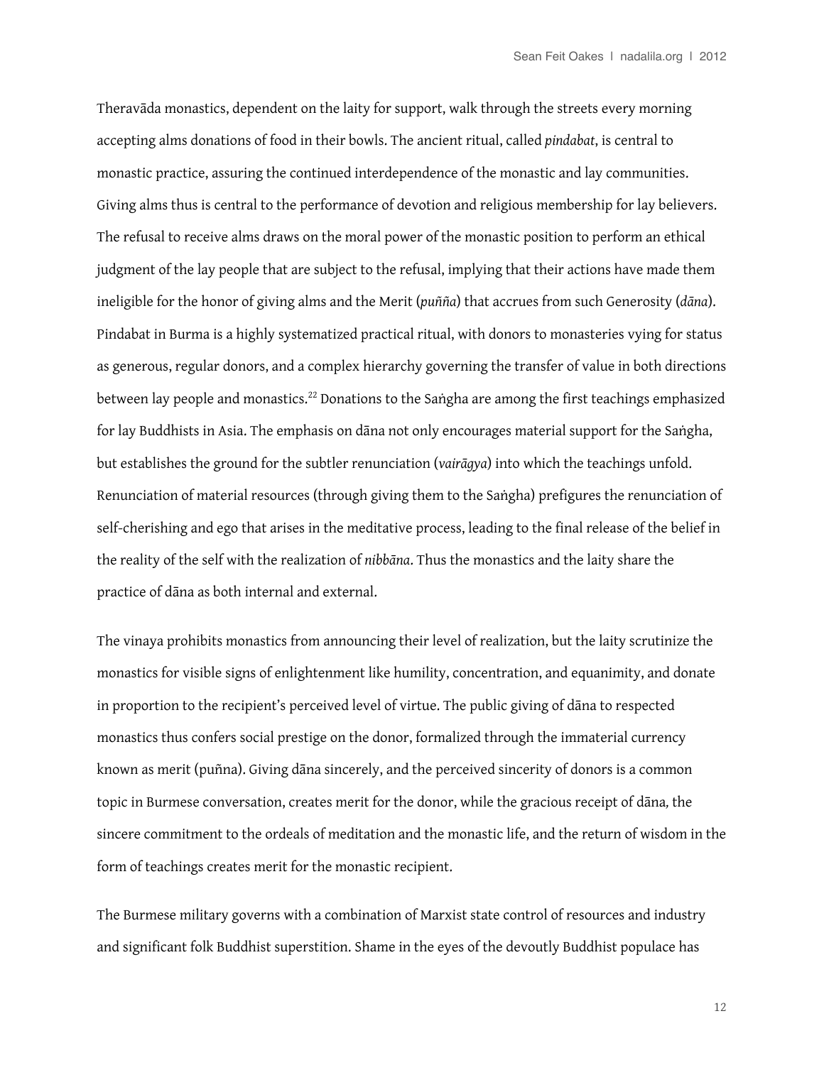Theravāda monastics, dependent on the laity for support, walk through the streets every morning accepting alms donations of food in their bowls. The ancient ritual, called *pindabat*, is central to monastic practice, assuring the continued interdependence of the monastic and lay communities. Giving alms thus is central to the performance of devotion and religious membership for lay believers. The refusal to receive alms draws on the moral power of the monastic position to perform an ethical judgment of the lay people that are subject to the refusal, implying that their actions have made them ineligible for the honor of giving alms and the Merit (*puñña*) that accrues from such Generosity (*dāna*). Pindabat in Burma is a highly systematized practical ritual, with donors to monasteries vying for status as generous, regular donors, and a complex hierarchy governing the transfer of value in both directions between lay people and monastics.[22] Donations to the Saṅgha are among the first teachings emphasized for lay Buddhists in Asia. The emphasis on dāna not only encourages material support for the Saṅgha, but establishes the ground for the subtler renunciation (*vairāgya*) into which the teachings unfold. Renunciation of material resources (through giving them to the Saṅgha) prefigures the renunciation of self-cherishing and ego that arises in the meditative process, leading to the final release of the belief in the reality of the self with the realization of *nibbāna*. Thus the monastics and the laity share the practice of dāna as both internal and external.

The vinaya prohibits monastics from announcing their level of realization, but the laity scrutinize the monastics for visible signs of enlightenment like humility, concentration, and equanimity, and donate in proportion to the recipient's perceived level of virtue. The public giving of dāna to respected monastics thus confers social prestige on the donor, formalized through the immaterial currency known as merit (puñna). Giving dāna sincerely, and the perceived sincerity of donors is a common topic in Burmese conversation, creates merit for the donor, while the gracious receipt of dāna*,* the sincere commitment to the ordeals of meditation and the monastic life, and the return of wisdom in the form of teachings creates merit for the monastic recipient.

The Burmese military governs with a combination of Marxist state control of resources and industry and significant folk Buddhist superstition. Shame in the eyes of the devoutly Buddhist populace has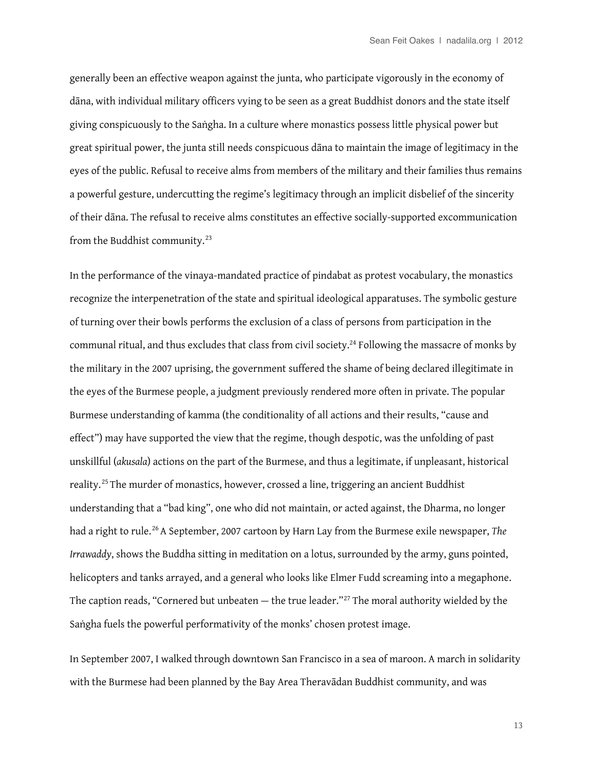generally been an effective weapon against the junta, who participate vigorously in the economy of dāna, with individual military officers vying to be seen as a great Buddhist donors and the state itself giving conspicuously to the Saṅgha. In a culture where monastics possess little physical power but great spiritual power, the junta still needs conspicuous dāna to maintain the image of legitimacy in the eyes of the public. Refusal to receive alms from members of the military and their families thus remains a powerful gesture, undercutting the regime's legitimacy through an implicit disbelief of the sincerity of their dāna. The refusal to receive alms constitutes an effective socially-supported excommunication from the Buddhist community.[23]

In the performance of the vinaya-mandated practice of pindabat as protest vocabulary, the monastics recognize the interpenetration of the state and spiritual ideological apparatuses. The symbolic gesture of turning over their bowls performs the exclusion of a class of persons from participation in the communal ritual, and thus excludes that class from civil society.[24] Following the massacre of monks by the military in the 2007 uprising, the government suffered the shame of being declared illegitimate in the eyes of the Burmese people, a judgment previously rendered more often in private. The popular Burmese understanding of kamma (the conditionality of all actions and their results, "cause and effect") may have supported the view that the regime, though despotic, was the unfolding of past unskillful (*akusala*) actions on the part of the Burmese, and thus a legitimate, if unpleasant, historical reality.[25] The murder of monastics, however, crossed a line, triggering an ancient Buddhist understanding that a "bad king", one who did not maintain, or acted against, the Dharma, no longer had a right to rule.[26] A September, 2007 cartoon by Harn Lay from the Burmese exile newspaper, *The Irrawaddy*, shows the Buddha sitting in meditation on a lotus, surrounded by the army, guns pointed, helicopters and tanks arrayed, and a general who looks like Elmer Fudd screaming into a megaphone. The caption reads, "Cornered but unbeaten — the true leader."[27] The moral authority wielded by the Saṅgha fuels the powerful performativity of the monks' chosen protest image.

In September 2007, I walked through downtown San Francisco in a sea of maroon. A march in solidarity with the Burmese had been planned by the Bay Area Theravādan Buddhist community, and was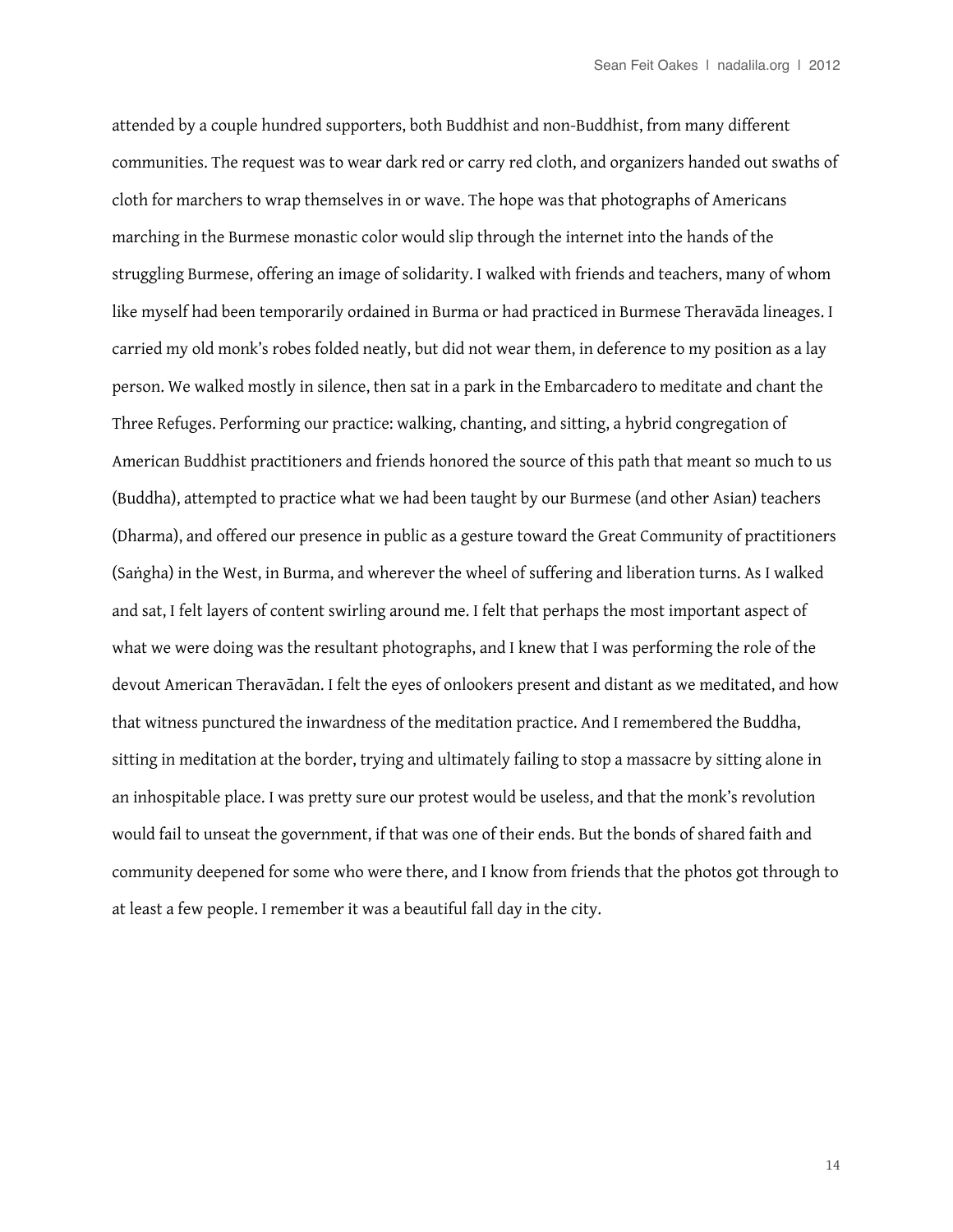attended by a couple hundred supporters, both Buddhist and non-Buddhist, from many different communities. The request was to wear dark red or carry red cloth, and organizers handed out swaths of cloth for marchers to wrap themselves in or wave. The hope was that photographs of Americans marching in the Burmese monastic color would slip through the internet into the hands of the struggling Burmese, offering an image of solidarity. I walked with friends and teachers, many of whom like myself had been temporarily ordained in Burma or had practiced in Burmese Theravāda lineages. I carried my old monk's robes folded neatly, but did not wear them, in deference to my position as a lay person. We walked mostly in silence, then sat in a park in the Embarcadero to meditate and chant the Three Refuges. Performing our practice: walking, chanting, and sitting, a hybrid congregation of American Buddhist practitioners and friends honored the source of this path that meant so much to us (Buddha), attempted to practice what we had been taught by our Burmese (and other Asian) teachers (Dharma), and offered our presence in public as a gesture toward the Great Community of practitioners (Saṅgha) in the West, in Burma, and wherever the wheel of suffering and liberation turns. As I walked and sat, I felt layers of content swirling around me. I felt that perhaps the most important aspect of what we were doing was the resultant photographs, and I knew that I was performing the role of the devout American Theravādan. I felt the eyes of onlookers present and distant as we meditated, and how that witness punctured the inwardness of the meditation practice. And I remembered the Buddha, sitting in meditation at the border, trying and ultimately failing to stop a massacre by sitting alone in an inhospitable place. I was pretty sure our protest would be useless, and that the monk's revolution would fail to unseat the government, if that was one of their ends. But the bonds of shared faith and community deepened for some who were there, and I know from friends that the photos got through to at least a few people. I remember it was a beautiful fall day in the city.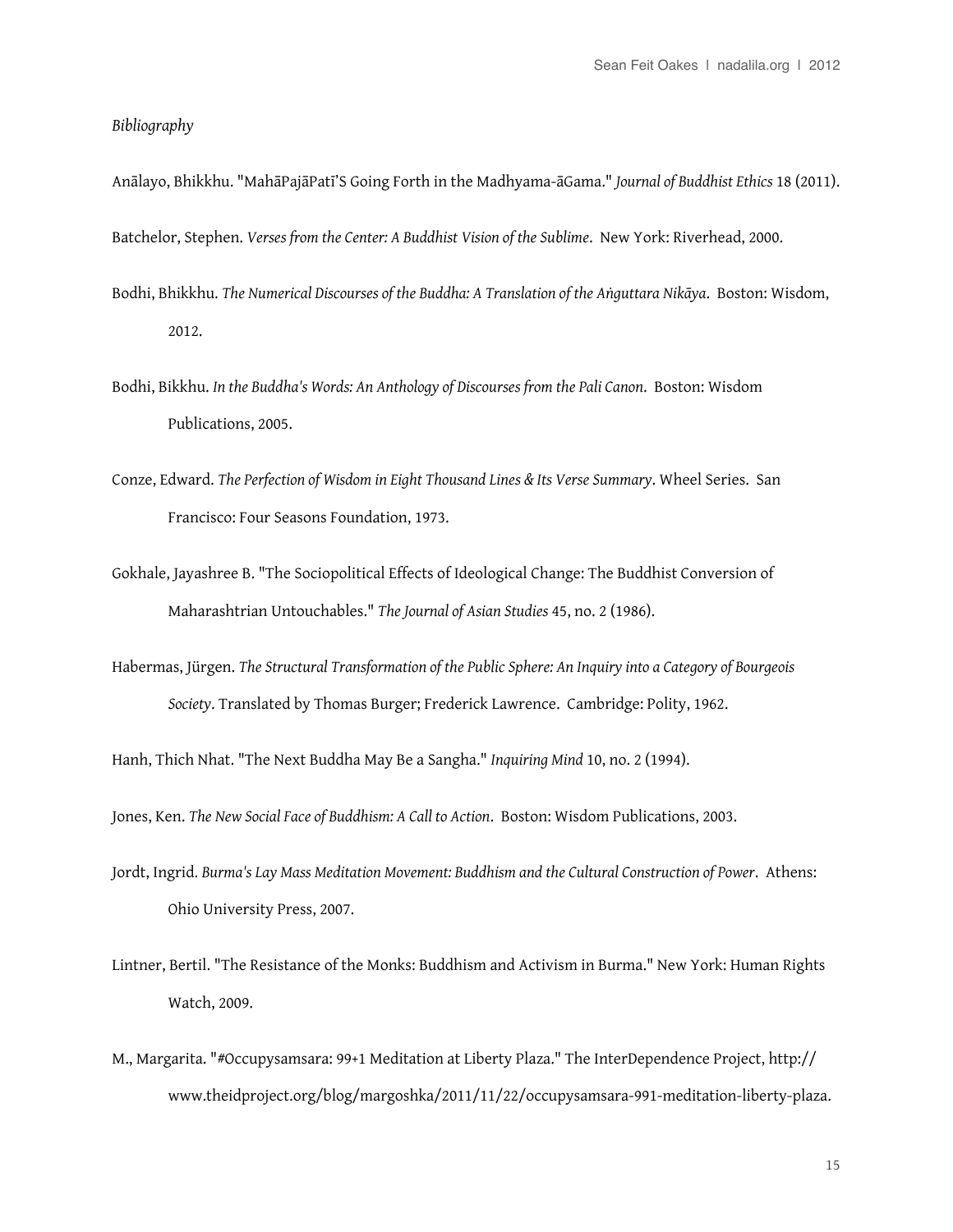*Bibliography*

Anālayo, Bhikkhu. "MahāPajāPatī'S Going Forth in the Madhyama-āGama." *Journal of Buddhist Ethics* 18 (2011).

Batchelor, Stephen. *Verses from the Center: A Buddhist Vision of the Sublime*. New York: Riverhead, 2000.

Bodhi, Bhikkhu. *The Numerical Discourses of the Buddha: A Translation of the Aṅguttara Nikāya*. Boston: Wisdom, 2012.

Bodhi, Bikkhu. *In the Buddha's Words: An Anthology of Discourses from the Pali Canon*. Boston: Wisdom Publications, 2005.

Conze, Edward. *The Perfection of Wisdom in Eight Thousand Lines & Its Verse Summary*. Wheel Series. San Francisco: Four Seasons Foundation, 1973.

Gokhale, Jayashree B. "The Sociopolitical Effects of Ideological Change: The Buddhist Conversion of Maharashtrian Untouchables." *The Journal of Asian Studies* 45, no. 2 (1986).

Habermas, Jürgen. *The Structural Transformation of the Public Sphere: An Inquiry into a Category of Bourgeois Society*. Translated by Thomas Burger; Frederick Lawrence. Cambridge: Polity, 1962.

Hanh, Thich Nhat. "The Next Buddha May Be a Sangha." *Inquiring Mind* 10, no. 2 (1994).

Jones, Ken. *The New Social Face of Buddhism: A Call to Action*. Boston: Wisdom Publications, 2003.

Jordt, Ingrid. *Burma's Lay Mass Meditation Movement: Buddhism and the Cultural Construction of Power*. Athens: Ohio University Press, 2007.

Lintner, Bertil. "The Resistance of the Monks: Buddhism and Activism in Burma." New York: Human Rights Watch, 2009.

M., Margarita. "#Occupysamsara: 99+1 Meditation at Liberty Plaza." The InterDependence Project, http://www.theidproject.org/blog/margoshka/2011/11/22/occupysamsara-991-meditation-liberty-plaza.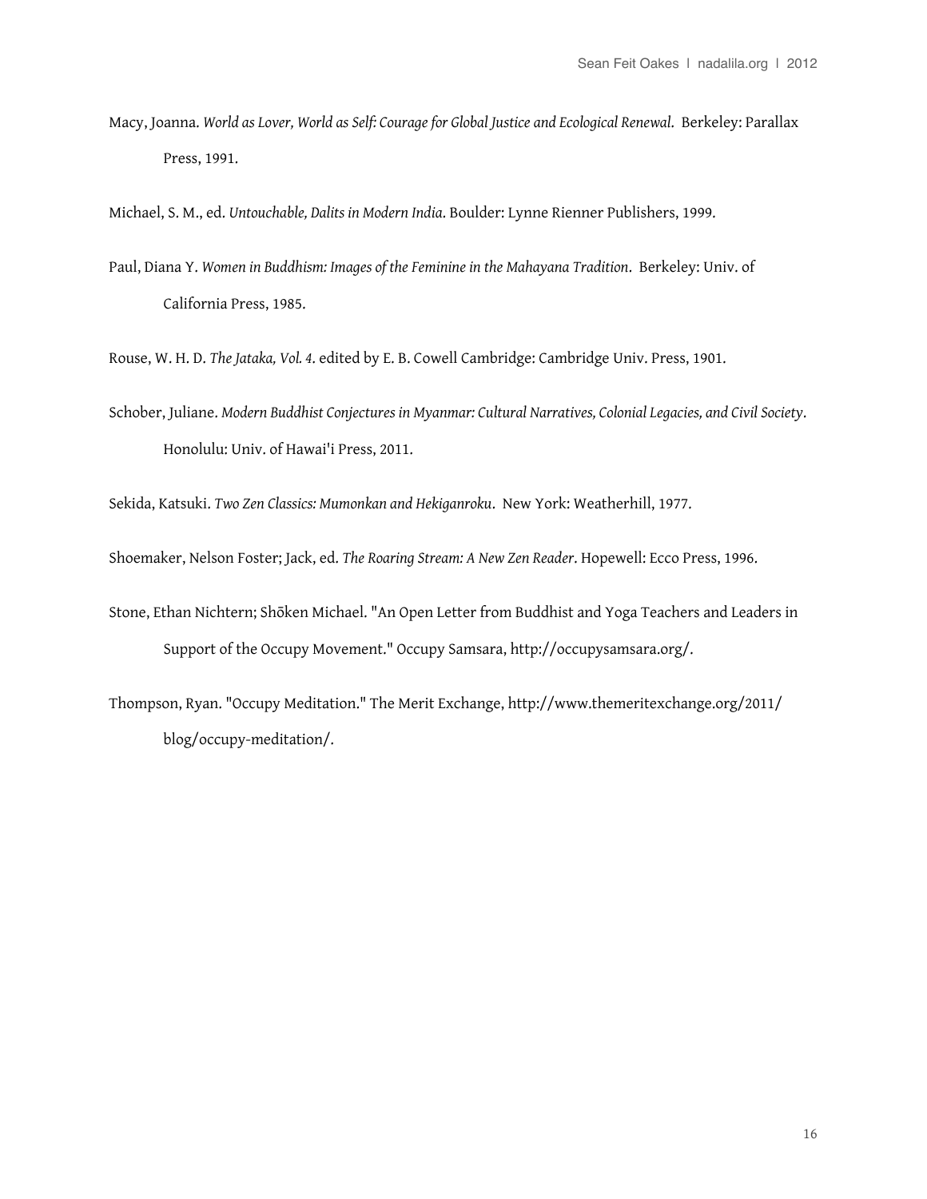Macy, Joanna. *World as Lover, World as Self: Courage for Global Justice and Ecological Renewal*. Berkeley: Parallax Press, 1991.

Michael, S. M., ed. *Untouchable, Dalits in Modern India*. Boulder: Lynne Rienner Publishers, 1999.

Paul, Diana Y. *Women in Buddhism: Images of the Feminine in the Mahayana Tradition*. Berkeley: Univ. of California Press, 1985.

Rouse, W. H. D. *The Jataka, Vol. 4*. edited by E. B. Cowell Cambridge: Cambridge Univ. Press, 1901.

Schober, Juliane. *Modern Buddhist Conjectures in Myanmar: Cultural Narratives, Colonial Legacies, and Civil Society*. Honolulu: Univ. of Hawai'i Press, 2011.

Sekida, Katsuki. *Two Zen Classics: Mumonkan and Hekiganroku*. New York: Weatherhill, 1977.

Shoemaker, Nelson Foster; Jack, ed. *The Roaring Stream: A New Zen Reader*. Hopewell: Ecco Press, 1996.

Stone, Ethan Nichtern; Shōken Michael. "An Open Letter from Buddhist and Yoga Teachers and Leaders in Support of the Occupy Movement." Occupy Samsara, http://occupysamsara.org/.

Thompson, Ryan. "Occupy Meditation." The Merit Exchange, http://www.themeritexchange.org/2011/blog/occupy-meditation/.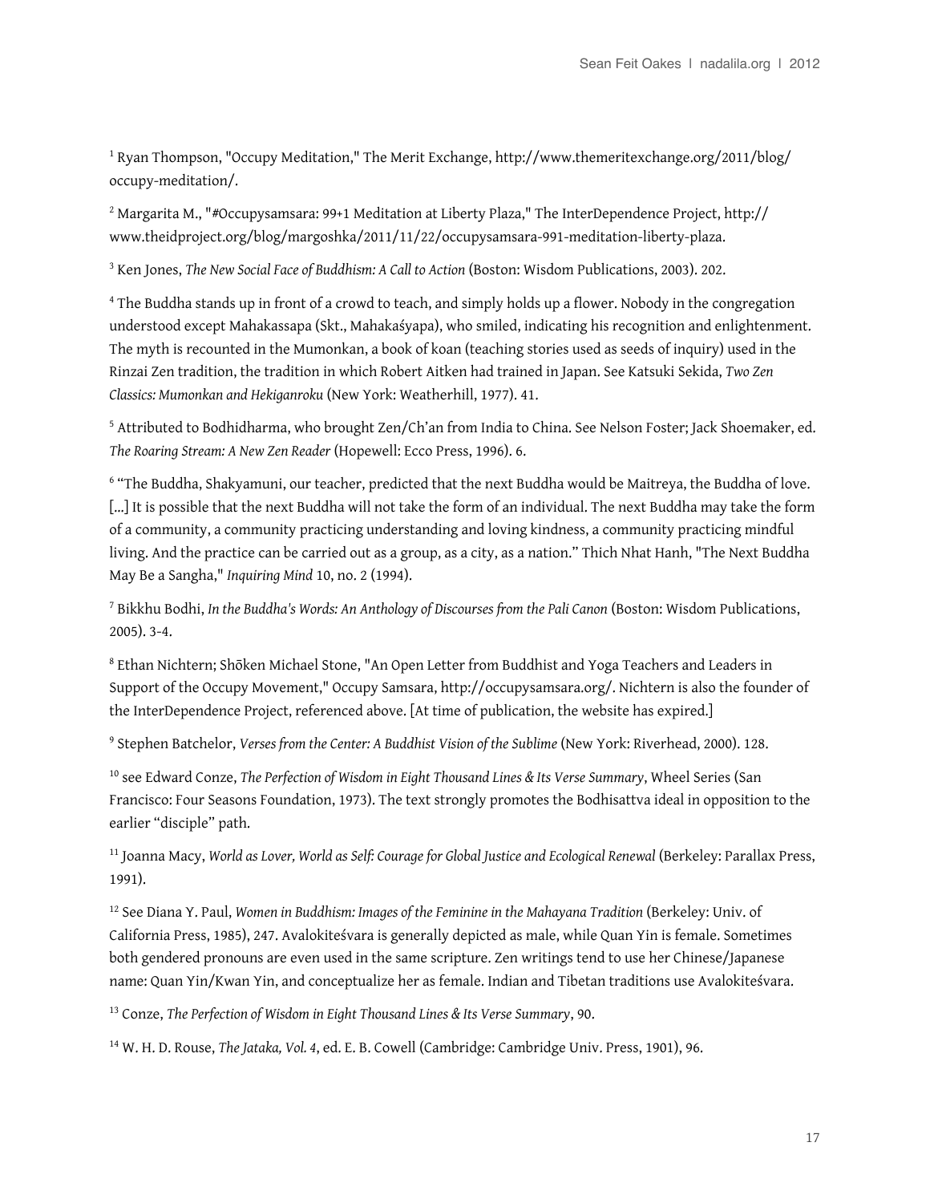[1] Ryan Thompson, "Occupy Meditation," The Merit Exchange, http://www.themeritexchange.org/2011/blog/occupy-meditation/.

[2] Margarita M., "#Occupysamsara: 99+1 Meditation at Liberty Plaza," The InterDependence Project, http://www.theidproject.org/blog/margoshka/2011/11/22/occupysamsara-991-meditation-liberty-plaza.

[3] Ken Jones, *The New Social Face of Buddhism: A Call to Action* (Boston: Wisdom Publications, 2003). 202.

[4] The Buddha stands up in front of a crowd to teach, and simply holds up a flower. Nobody in the congregation understood except Mahakassapa (Skt., Mahakaśyapa), who smiled, indicating his recognition and enlightenment. The myth is recounted in the Mumonkan, a book of koan (teaching stories used as seeds of inquiry) used in the Rinzai Zen tradition, the tradition in which Robert Aitken had trained in Japan. See Katsuki Sekida, *Two Zen Classics: Mumonkan and Hekiganroku* (New York: Weatherhill, 1977). 41.

[5] Attributed to Bodhidharma, who brought Zen/Ch'an from India to China. See Nelson Foster; Jack Shoemaker, ed. *The Roaring Stream: A New Zen Reader* (Hopewell: Ecco Press, 1996). 6.

[6] "The Buddha, Shakyamuni, our teacher, predicted that the next Buddha would be Maitreya, the Buddha of love. [...] It is possible that the next Buddha will not take the form of an individual. The next Buddha may take the form of a community, a community practicing understanding and loving kindness, a community practicing mindful living. And the practice can be carried out as a group, as a city, as a nation." Thich Nhat Hanh, "The Next Buddha May Be a Sangha," *Inquiring Mind* 10, no. 2 (1994).

[7] Bikkhu Bodhi, *In the Buddha's Words: An Anthology of Discourses from the Pali Canon* (Boston: Wisdom Publications, 2005). 3-4.

[8] Ethan Nichtern; Shōken Michael Stone, "An Open Letter from Buddhist and Yoga Teachers and Leaders in Support of the Occupy Movement," Occupy Samsara, http://occupysamsara.org/. Nichtern is also the founder of the InterDependence Project, referenced above. [At time of publication, the website has expired.]

[9] Stephen Batchelor, *Verses from the Center: A Buddhist Vision of the Sublime* (New York: Riverhead, 2000). 128.

[10] see Edward Conze, *The Perfection of Wisdom in Eight Thousand Lines & Its Verse Summary*, Wheel Series (San Francisco: Four Seasons Foundation, 1973). The text strongly promotes the Bodhisattva ideal in opposition to the earlier "disciple" path.

[11] Joanna Macy, *World as Lover, World as Self: Courage for Global Justice and Ecological Renewal* (Berkeley: Parallax Press, 1991).

[12] See Diana Y. Paul, *Women in Buddhism: Images of the Feminine in the Mahayana Tradition* (Berkeley: Univ. of California Press, 1985), 247. Avalokiteśvara is generally depicted as male, while Quan Yin is female. Sometimes both gendered pronouns are even used in the same scripture. Zen writings tend to use her Chinese/Japanese name: Quan Yin/Kwan Yin, and conceptualize her as female. Indian and Tibetan traditions use Avalokiteśvara.

[13] Conze, *The Perfection of Wisdom in Eight Thousand Lines & Its Verse Summary*, 90.

[14] W. H. D. Rouse, *The Jataka, Vol. 4*, ed. E. B. Cowell (Cambridge: Cambridge Univ. Press, 1901), 96.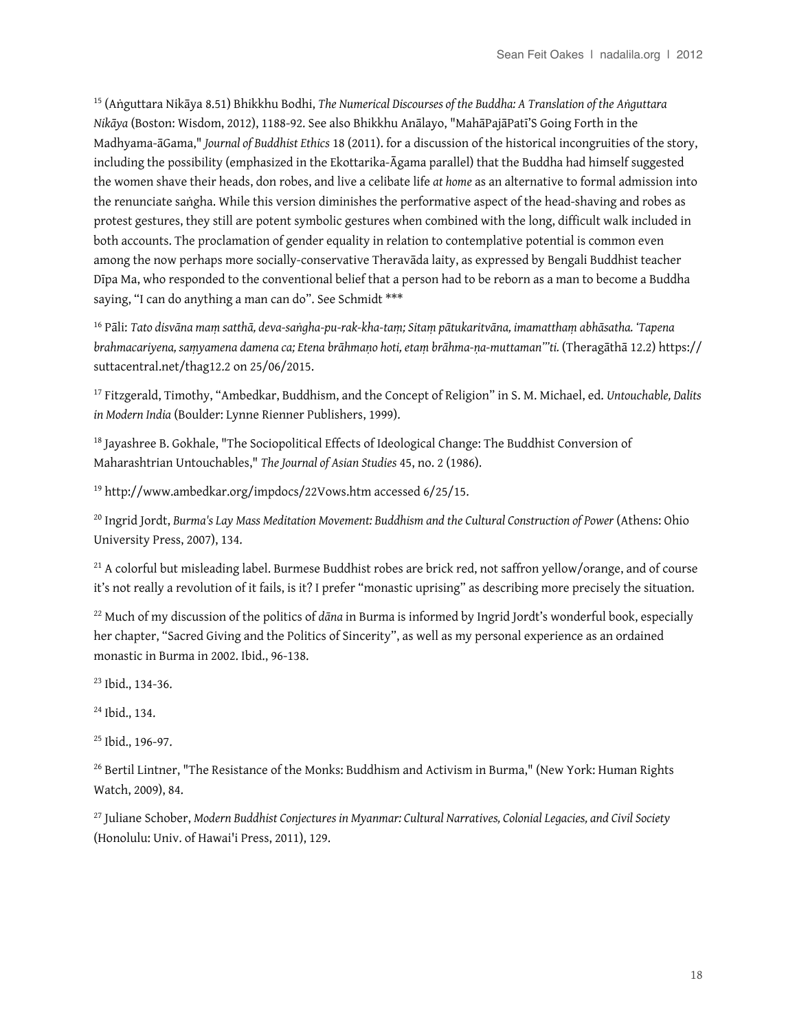[15] (Aṅguttara Nikāya 8.51) Bhikkhu Bodhi, *The Numerical Discourses of the Buddha: A Translation of the Aṅguttara Nikāya* (Boston: Wisdom, 2012), 1188-92. See also Bhikkhu Anālayo, "MahāPajāPatī'S Going Forth in the Madhyama-āGama," *Journal of Buddhist Ethics* 18 (2011). for a discussion of the historical incongruities of the story, including the possibility (emphasized in the Ekottarika-Āgama parallel) that the Buddha had himself suggested the women shave their heads, don robes, and live a celibate life *at home* as an alternative to formal admission into the renunciate saṅgha. While this version diminishes the performative aspect of the head-shaving and robes as protest gestures, they still are potent symbolic gestures when combined with the long, difficult walk included in both accounts. The proclamation of gender equality in relation to contemplative potential is common even among the now perhaps more socially-conservative Theravāda laity, as expressed by Bengali Buddhist teacher Dīpa Ma, who responded to the conventional belief that a person had to be reborn as a man to become a Buddha saying, "I can do anything a man can do". See Schmidt ***

[16] Pāli: *Tato disvāna maṃ satthā, deva-saṅgha-pu-rak-kha-taṃ; Sitaṃ pātukaritvāna, imamatthaṃ abhāsatha. 'Tapena brahmacariyena, saṃyamena damena ca; Etena brāhmaṇo hoti, etaṃ brāhma-ṇa-muttaman'"ti.* (Theragāthā 12.2) https://suttacentral.net/thag12.2 on 25/06/2015.

[17] Fitzgerald, Timothy, "Ambedkar, Buddhism, and the Concept of Religion" in S. M. Michael, ed. *Untouchable, Dalits in Modern India* (Boulder: Lynne Rienner Publishers, 1999).

[18] Jayashree B. Gokhale, "The Sociopolitical Effects of Ideological Change: The Buddhist Conversion of Maharashtrian Untouchables," *The Journal of Asian Studies* 45, no. 2 (1986).

[19] http://www.ambedkar.org/impdocs/22Vows.htm accessed 6/25/15.

[20] Ingrid Jordt, *Burma's Lay Mass Meditation Movement: Buddhism and the Cultural Construction of Power* (Athens: Ohio University Press, 2007), 134.

[21] A colorful but misleading label. Burmese Buddhist robes are brick red, not saffron yellow/orange, and of course it's not really a revolution of it fails, is it? I prefer "monastic uprising" as describing more precisely the situation.

[22] Much of my discussion of the politics of *dāna* in Burma is informed by Ingrid Jordt's wonderful book, especially her chapter, "Sacred Giving and the Politics of Sincerity", as well as my personal experience as an ordained monastic in Burma in 2002. Ibid., 96-138.

[23] Ibid., 134-36.

[24] Ibid., 134.

[25] Ibid., 196-97.

[26] Bertil Lintner, "The Resistance of the Monks: Buddhism and Activism in Burma," (New York: Human Rights Watch, 2009), 84.

[27] Juliane Schober, *Modern Buddhist Conjectures in Myanmar: Cultural Narratives, Colonial Legacies, and Civil Society* (Honolulu: Univ. of Hawai'i Press, 2011), 129.